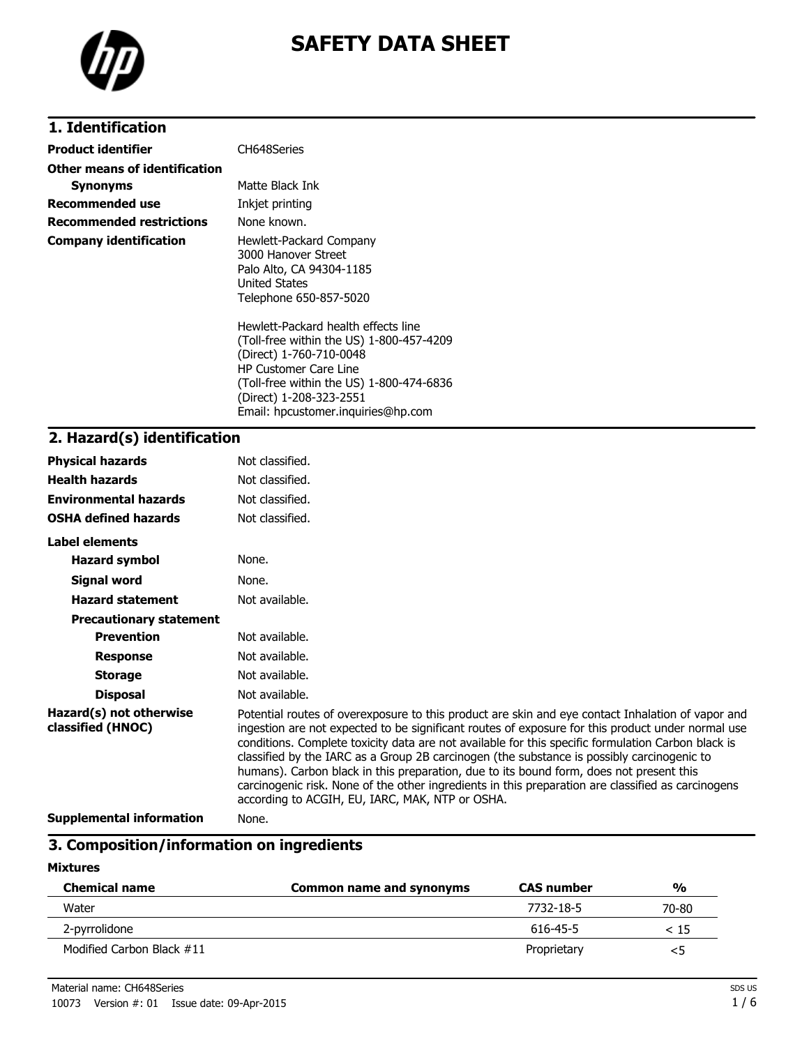# SAFETY DATA SHEET

## 1. Identification

| | |
|---|---|
| **Product identifier** | CH648Series |
| **Other means of identification** | |
| **Synonyms** | Matte Black Ink |
| **Recommended use** | Inkjet printing |
| **Recommended restrictions** | None known. |
| **Company identification** | Hewlett-Packard Company<br>3000 Hanover Street<br>Palo Alto, CA 94304-1185<br>United States<br>Telephone 650-857-5020<br><br>Hewlett-Packard health effects line<br>(Toll-free within the US) 1-800-457-4209<br>(Direct) 1-760-710-0048<br>HP Customer Care Line<br>(Toll-free within the US) 1-800-474-6836<br>(Direct) 1-208-323-2551<br>Email: hpcustomer.inquiries@hp.com |

## 2. Hazard(s) identification

| | |
|---|---|
| **Physical hazards** | Not classified. |
| **Health hazards** | Not classified. |
| **Environmental hazards** | Not classified. |
| **OSHA defined hazards** | Not classified. |
| **Label elements** | |
| **Hazard symbol** | None. |
| **Signal word** | None. |
| **Hazard statement** | Not available. |
| **Precautionary statement** | |
| **Prevention** | Not available. |
| **Response** | Not available. |
| **Storage** | Not available. |
| **Disposal** | Not available. |
| **Hazard(s) not otherwise classified (HNOC)** | Potential routes of overexposure to this product are skin and eye contact Inhalation of vapor and ingestion are not expected to be significant routes of exposure for this product under normal use conditions. Complete toxicity data are not available for this specific formulation Carbon black is classified by the IARC as a Group 2B carcinogen (the substance is possibly carcinogenic to humans). Carbon black in this preparation, due to its bound form, does not present this carcinogenic risk. None of the other ingredients in this preparation are classified as carcinogens according to ACGIH, EU, IARC, MAK, NTP or OSHA. |
| **Supplemental information** | None. |

## 3. Composition/information on ingredients

**Mixtures**

| Chemical name | Common name and synonyms | CAS number | % |
|---|---|---|---|
| Water | | 7732-18-5 | 70-80 |
| 2-pyrrolidone | | 616-45-5 | < 15 |
| Modified Carbon Black #11 | | Proprietary | <5 |

Material name: CH648Series

10073 Version #: 01 Issue date: 09-Apr-2015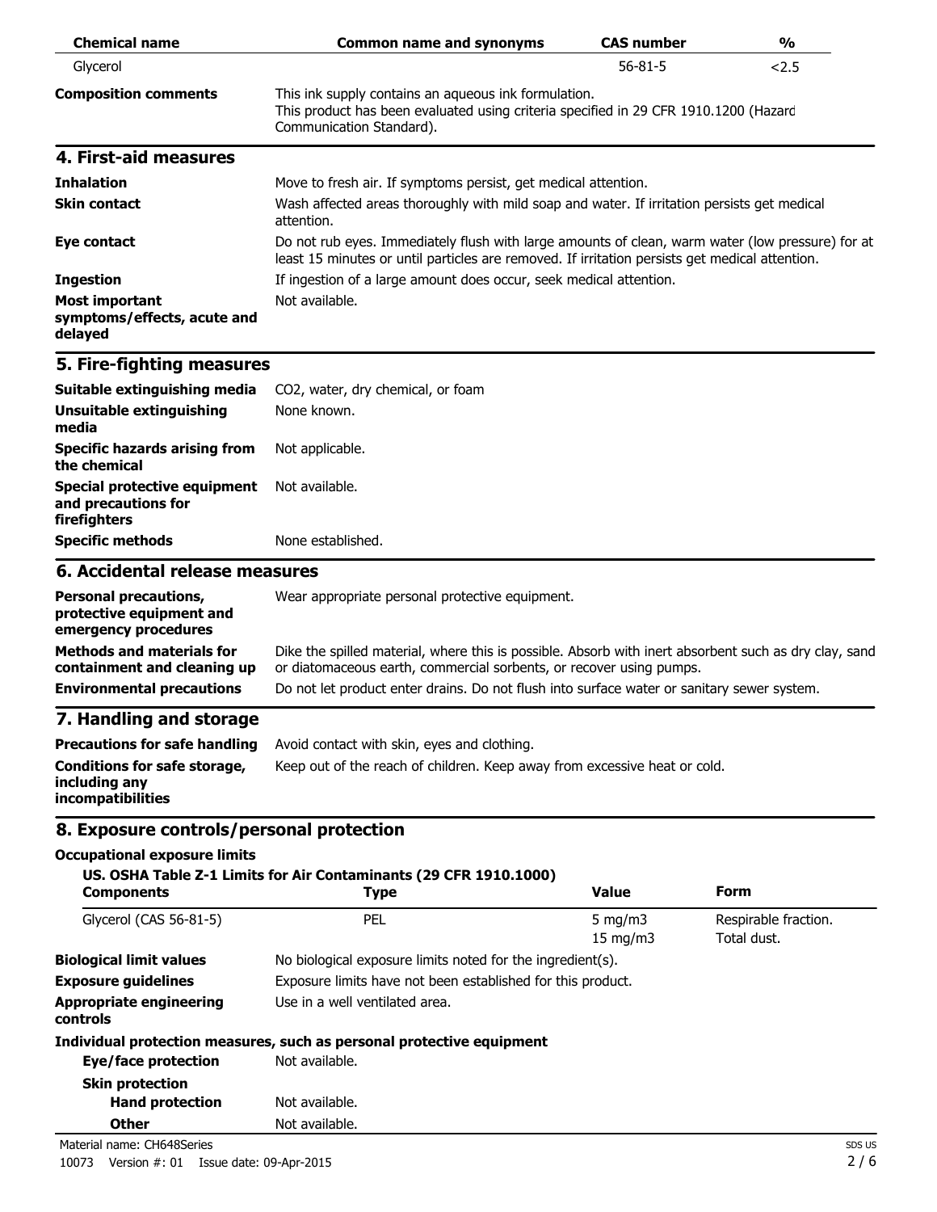| Chemical name | Common name and synonyms | CAS number | % |
| --- | --- | --- | --- |
| Glycerol | | 56-81-5 | <2.5 |

**Composition comments** This ink supply contains an aqueous ink formulation.
This product has been evaluated using criteria specified in 29 CFR 1910.1200 (Hazard Communication Standard).

## 4. First-aid measures

**Inhalation** Move to fresh air. If symptoms persist, get medical attention.

**Skin contact** Wash affected areas thoroughly with mild soap and water. If irritation persists get medical attention.

**Eye contact** Do not rub eyes. Immediately flush with large amounts of clean, warm water (low pressure) for at least 15 minutes or until particles are removed. If irritation persists get medical attention.

**Ingestion** If ingestion of a large amount does occur, seek medical attention.

**Most important symptoms/effects, acute and delayed** Not available.

## 5. Fire-fighting measures

**Suitable extinguishing media** $CO_2$, water, dry chemical, or foam

**Unsuitable extinguishing media** None known.

**Specific hazards arising from the chemical** Not applicable.

**Special protective equipment and precautions for firefighters** Not available.

**Specific methods** None established.

## 6. Accidental release measures

**Personal precautions, protective equipment and emergency procedures** Wear appropriate personal protective equipment.

**Methods and materials for containment and cleaning up** Dike the spilled material, where this is possible. Absorb with inert absorbent such as dry clay, sand or diatomaceous earth, commercial sorbents, or recover using pumps.

**Environmental precautions** Do not let product enter drains. Do not flush into surface water or sanitary sewer system.

## 7. Handling and storage

**Precautions for safe handling** Avoid contact with skin, eyes and clothing.

**Conditions for safe storage, including any incompatibilities** Keep out of the reach of children. Keep away from excessive heat or cold.

## 8. Exposure controls/personal protection

**Occupational exposure limits**

**US. OSHA Table Z-1 Limits for Air Contaminants (29 CFR 1910.1000)**

| Components | Type | Value | Form |
| --- | --- | --- | --- |
| Glycerol (CAS 56-81-5) | PEL | 5 mg/m3 | Respirable fraction. |
| | | 15 mg/m3 | Total dust. |

**Biological limit values** No biological exposure limits noted for the ingredient(s).

**Exposure guidelines** Exposure limits have not been established for this product.

**Appropriate engineering controls** Use in a well ventilated area.

**Individual protection measures, such as personal protective equipment**

**Eye/face protection** Not available.

**Skin protection**

**Hand protection** Not available.

**Other** Not available.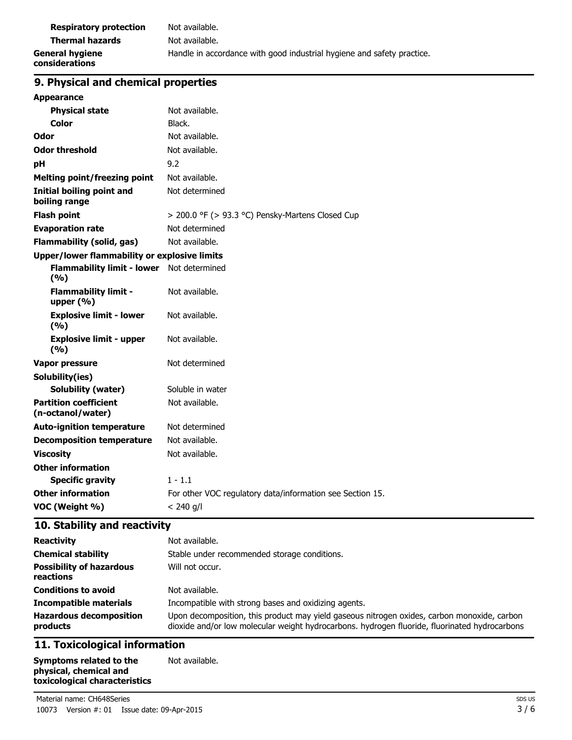| | |
|---|---|
| **Respiratory protection** | Not available. |
| **Thermal hazards** | Not available. |
| **General hygiene considerations** | Handle in accordance with good industrial hygiene and safety practice. |

## 9. Physical and chemical properties

| | |
|---|---|
| **Appearance** | |
| **Physical state** | Not available. |
| **Color** | Black. |
| **Odor** | Not available. |
| **Odor threshold** | Not available. |
| **pH** | 9.2 |
| **Melting point/freezing point** | Not available. |
| **Initial boiling point and boiling range** | Not determined |
| **Flash point** | > 200.0 °F (> 93.3 °C) Pensky-Martens Closed Cup |
| **Evaporation rate** | Not determined |
| **Flammability (solid, gas)** | Not available. |
| **Upper/lower flammability or explosive limits** | |
| **Flammability limit - lower (%)** | Not determined |
| **Flammability limit - upper (%)** | Not available. |
| **Explosive limit - lower (%)** | Not available. |
| **Explosive limit - upper (%)** | Not available. |
| **Vapor pressure** | Not determined |
| **Solubility(ies)** | |
| **Solubility (water)** | Soluble in water |
| **Partition coefficient (n-octanol/water)** | Not available. |
| **Auto-ignition temperature** | Not determined |
| **Decomposition temperature** | Not available. |
| **Viscosity** | Not available. |
| **Other information** | |
| **Specific gravity** | 1 - 1.1 |
| **Other information** | For other VOC regulatory data/information see Section 15. |
| **VOC (Weight %)** | < 240 g/l |

## 10. Stability and reactivity

| | |
|---|---|
| **Reactivity** | Not available. |
| **Chemical stability** | Stable under recommended storage conditions. |
| **Possibility of hazardous reactions** | Will not occur. |
| **Conditions to avoid** | Not available. |
| **Incompatible materials** | Incompatible with strong bases and oxidizing agents. |
| **Hazardous decomposition products** | Upon decomposition, this product may yield gaseous nitrogen oxides, carbon monoxide, carbon dioxide and/or low molecular weight hydrocarbons. hydrogen fluoride, fluorinated hydrocarbons |

## 11. Toxicological information

| | |
|---|---|
| **Symptoms related to the physical, chemical and toxicological characteristics** | Not available. |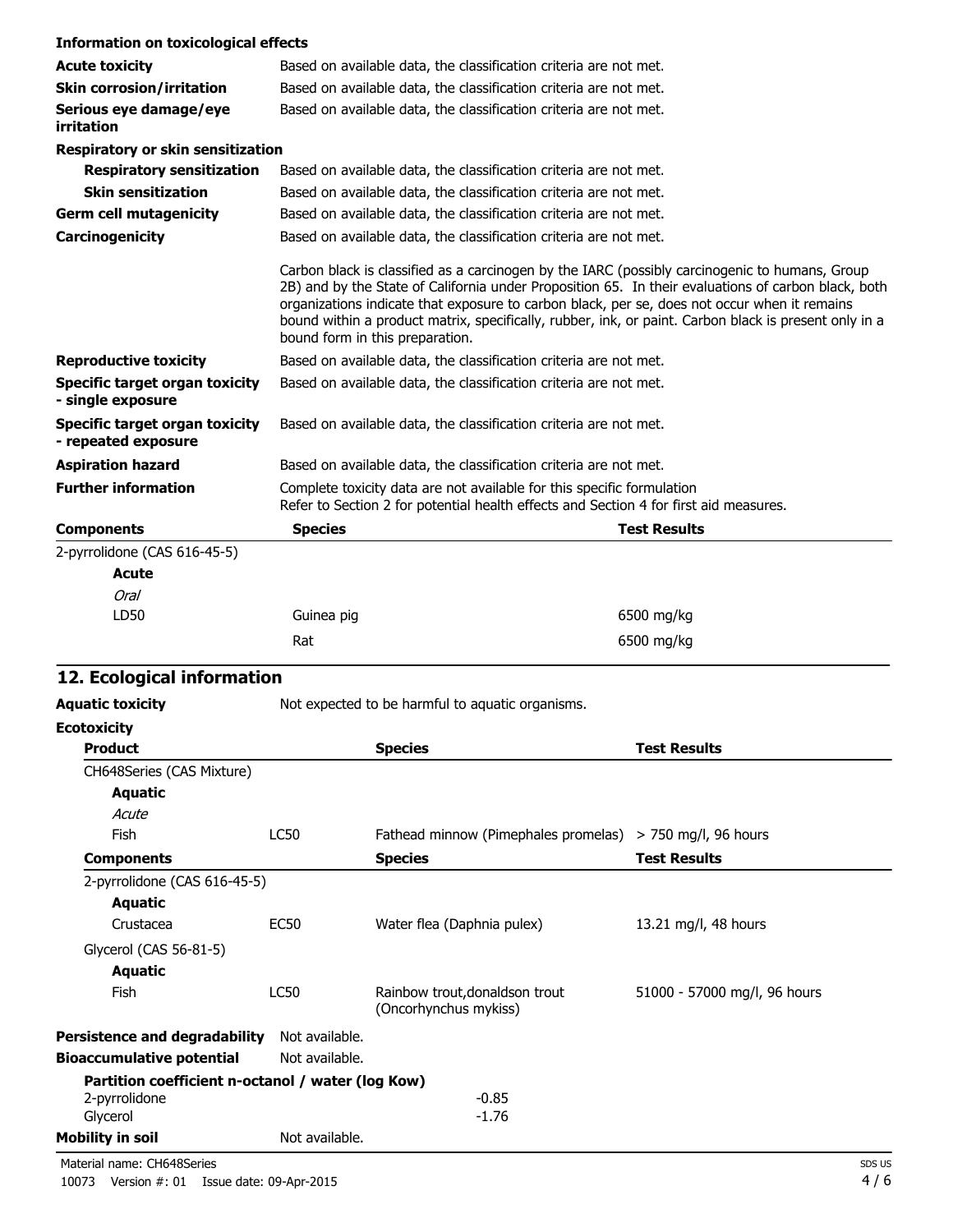**Information on toxicological effects**

| | |
|---|---|
| **Acute toxicity** | Based on available data, the classification criteria are not met. |
| **Skin corrosion/irritation** | Based on available data, the classification criteria are not met. |
| **Serious eye damage/eye irritation** | Based on available data, the classification criteria are not met. |

**Respiratory or skin sensitization**

| | |
|---|---|
| **Respiratory sensitization** | Based on available data, the classification criteria are not met. |
| **Skin sensitization** | Based on available data, the classification criteria are not met. |
| **Germ cell mutagenicity** | Based on available data, the classification criteria are not met. |
| **Carcinogenicity** | Based on available data, the classification criteria are not met.<br><br>Carbon black is classified as a carcinogen by the IARC (possibly carcinogenic to humans, Group 2B) and by the State of California under Proposition 65. In their evaluations of carbon black, both organizations indicate that exposure to carbon black, per se, does not occur when it remains bound within a product matrix, specifically, rubber, ink, or paint. Carbon black is present only in a bound form in this preparation. |
| **Reproductive toxicity** | Based on available data, the classification criteria are not met. |
| **Specific target organ toxicity - single exposure** | Based on available data, the classification criteria are not met. |
| **Specific target organ toxicity - repeated exposure** | Based on available data, the classification criteria are not met. |
| **Aspiration hazard** | Based on available data, the classification criteria are not met. |
| **Further information** | Complete toxicity data are not available for this specific formulation<br>Refer to Section 2 for potential health effects and Section 4 for first aid measures. |

| **Components** | **Species** | **Test Results** |
|---|---|---|
| 2-pyrrolidone (CAS 616-45-5) | | |
| **Acute** | | |
| *Oral* | | |
| LD50 | Guinea pig | 6500 mg/kg |
| | Rat | 6500 mg/kg |

## 12. Ecological information

**Aquatic toxicity** Not expected to be harmful to aquatic organisms.

**Ecotoxicity**

| **Product** | | **Species** | **Test Results** |
|---|---|---|---|
| CH648Series (CAS Mixture) | | | |
| **Aquatic** | | | |
| *Acute* | | | |
| Fish | LC50 | Fathead minnow (Pimephales promelas) | > 750 mg/l, 96 hours |
| **Components** | | **Species** | **Test Results** |
| 2-pyrrolidone (CAS 616-45-5) | | | |
| **Aquatic** | | | |
| Crustacea | EC50 | Water flea (Daphnia pulex) | 13.21 mg/l, 48 hours |
| Glycerol (CAS 56-81-5) | | | |
| **Aquatic** | | | |
| Fish | LC50 | Rainbow trout,donaldson trout (Oncorhynchus mykiss) | 51000 - 57000 mg/l, 96 hours |

**Persistence and degradability** Not available.

**Bioaccumulative potential** Not available.

**Partition coefficient n-octanol / water (log Kow)**

| | |
|---|---|
| 2-pyrrolidone | -0.85 |
| Glycerol | -1.76 |

**Mobility in soil** Not available.

Material name: CH648Series

10073 Version #: 01 Issue date: 09-Apr-2015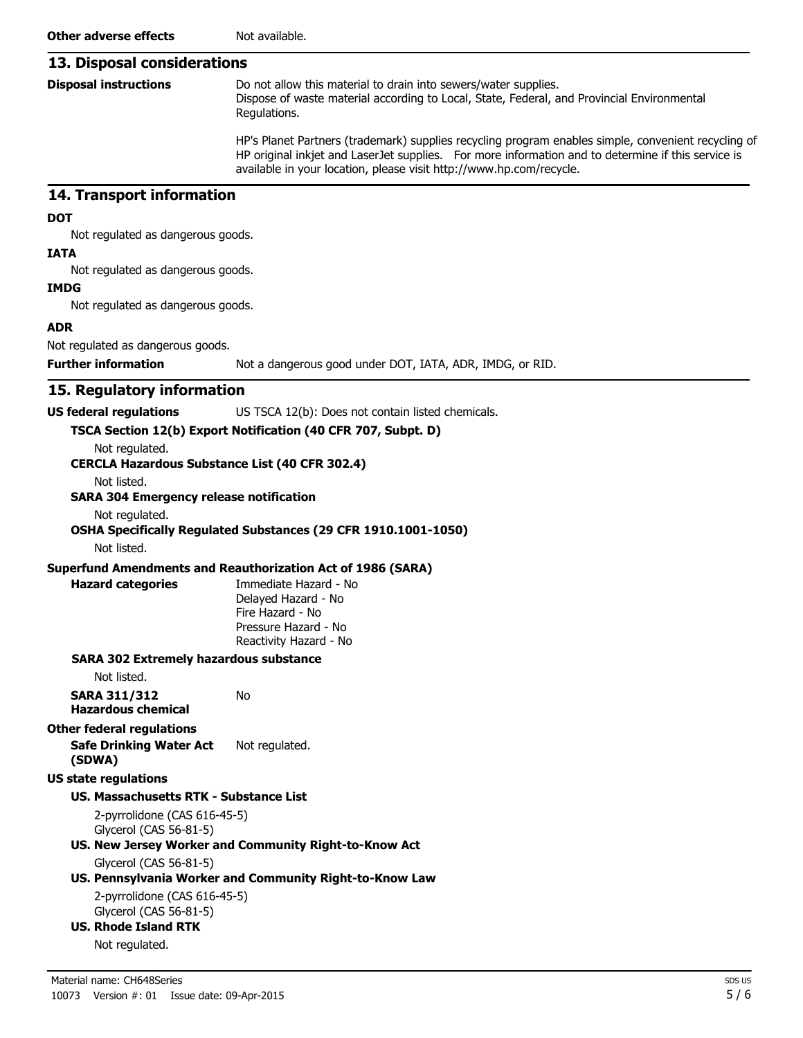**Other adverse effects** Not available.

## 13. Disposal considerations

**Disposal instructions**

Do not allow this material to drain into sewers/water supplies.
Dispose of waste material according to Local, State, Federal, and Provincial Environmental Regulations.

HP's Planet Partners (trademark) supplies recycling program enables simple, convenient recycling of HP original inkjet and LaserJet supplies. For more information and to determine if this service is available in your location, please visit http://www.hp.com/recycle.

## 14. Transport information

**DOT**

Not regulated as dangerous goods.

**IATA**

Not regulated as dangerous goods.

**IMDG**

Not regulated as dangerous goods.

**ADR**

Not regulated as dangerous goods.

**Further information** Not a dangerous good under DOT, IATA, ADR, IMDG, or RID.

## 15. Regulatory information

**US federal regulations** US TSCA 12(b): Does not contain listed chemicals.

**TSCA Section 12(b) Export Notification (40 CFR 707, Subpt. D)**

Not regulated.

**CERCLA Hazardous Substance List (40 CFR 302.4)**

Not listed.

**SARA 304 Emergency release notification**

Not regulated.

**OSHA Specifically Regulated Substances (29 CFR 1910.1001-1050)**

Not listed.

**Superfund Amendments and Reauthorization Act of 1986 (SARA)**

**Hazard categories**

Immediate Hazard - No
Delayed Hazard - No
Fire Hazard - No
Pressure Hazard - No
Reactivity Hazard - No

**SARA 302 Extremely hazardous substance**

Not listed.

**SARA 311/312 Hazardous chemical** No

**Other federal regulations**

**Safe Drinking Water Act (SDWA)** Not regulated.

**US state regulations**

**US. Massachusetts RTK - Substance List**

2-pyrrolidone (CAS 616-45-5)
Glycerol (CAS 56-81-5)

**US. New Jersey Worker and Community Right-to-Know Act**

Glycerol (CAS 56-81-5)

**US. Pennsylvania Worker and Community Right-to-Know Law**

2-pyrrolidone (CAS 616-45-5)
Glycerol (CAS 56-81-5)

**US. Rhode Island RTK**

Not regulated.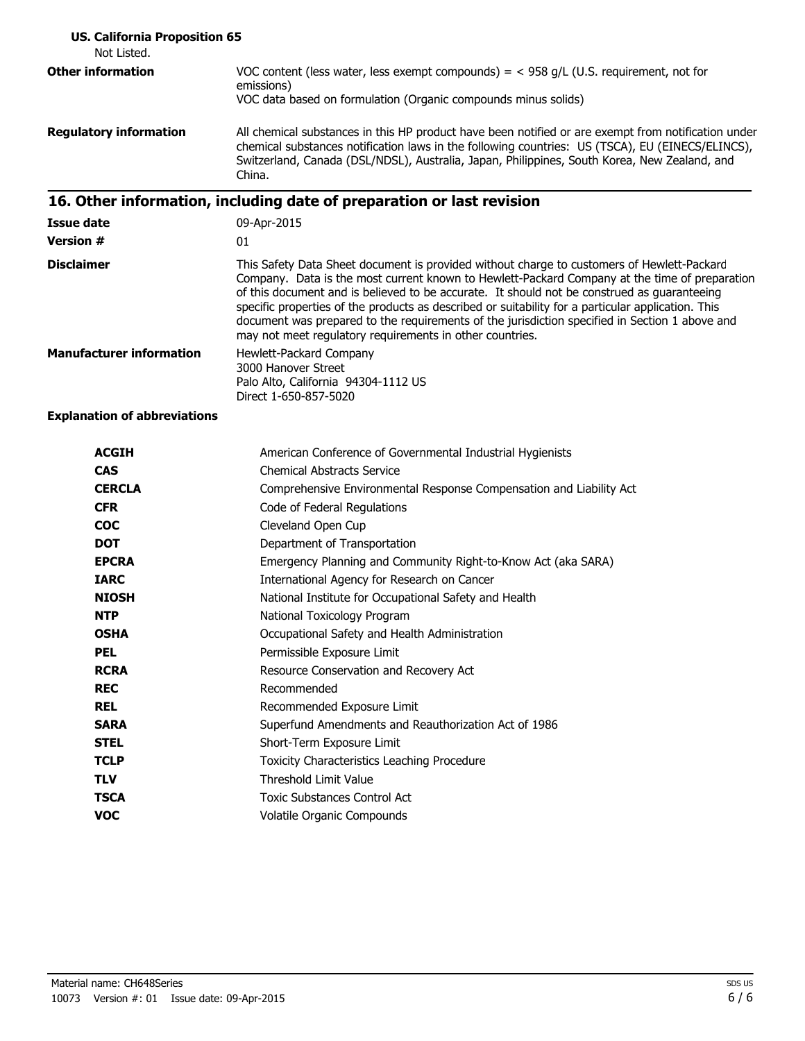**US. California Proposition 65**

Not Listed.

| | |
|---|---|
| **Other information** | VOC content (less water, less exempt compounds) = < 958 g/L (U.S. requirement, not for emissions)<br>VOC data based on formulation (Organic compounds minus solids) |
| **Regulatory information** | All chemical substances in this HP product have been notified or are exempt from notification under chemical substances notification laws in the following countries: US (TSCA), EU (EINECS/ELINCS), Switzerland, Canada (DSL/NDSL), Australia, Japan, Philippines, South Korea, New Zealand, and China. |

## 16. Other information, including date of preparation or last revision

| | |
|---|---|
| **Issue date** | 09-Apr-2015 |
| **Version #** | 01 |
| **Disclaimer** | This Safety Data Sheet document is provided without charge to customers of Hewlett-Packard Company. Data is the most current known to Hewlett-Packard Company at the time of preparation of this document and is believed to be accurate. It should not be construed as guaranteeing specific properties of the products as described or suitability for a particular application. This document was prepared to the requirements of the jurisdiction specified in Section 1 above and may not meet regulatory requirements in other countries. |
| **Manufacturer information** | Hewlett-Packard Company<br>3000 Hanover Street<br>Palo Alto, California 94304-1112 US<br>Direct 1-650-857-5020 |

**Explanation of abbreviations**

| | |
|---|---|
| **ACGIH** | American Conference of Governmental Industrial Hygienists |
| **CAS** | Chemical Abstracts Service |
| **CERCLA** | Comprehensive Environmental Response Compensation and Liability Act |
| **CFR** | Code of Federal Regulations |
| **COC** | Cleveland Open Cup |
| **DOT** | Department of Transportation |
| **EPCRA** | Emergency Planning and Community Right-to-Know Act (aka SARA) |
| **IARC** | International Agency for Research on Cancer |
| **NIOSH** | National Institute for Occupational Safety and Health |
| **NTP** | National Toxicology Program |
| **OSHA** | Occupational Safety and Health Administration |
| **PEL** | Permissible Exposure Limit |
| **RCRA** | Resource Conservation and Recovery Act |
| **REC** | Recommended |
| **REL** | Recommended Exposure Limit |
| **SARA** | Superfund Amendments and Reauthorization Act of 1986 |
| **STEL** | Short-Term Exposure Limit |
| **TCLP** | Toxicity Characteristics Leaching Procedure |
| **TLV** | Threshold Limit Value |
| **TSCA** | Toxic Substances Control Act |
| **VOC** | Volatile Organic Compounds |